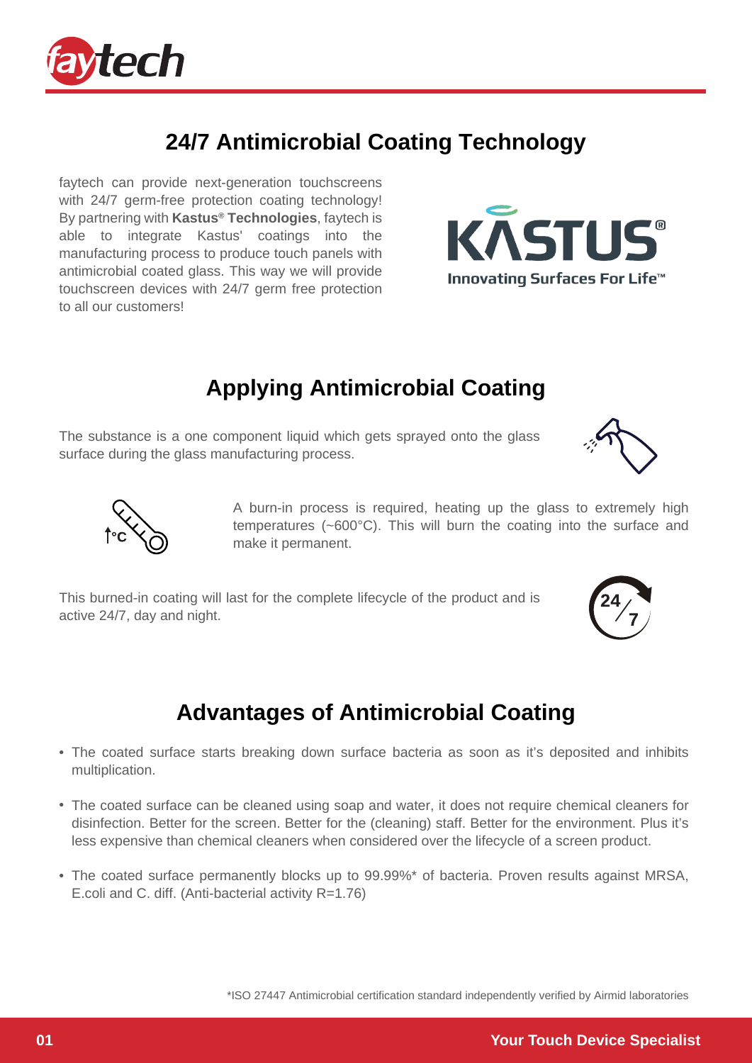## 24/7 Antimicrobial Coating Technology

faytech can provide next-generation touchscreens with 24/7 germ-free protection coating technology! By partnering with **Kastus® Technologies**, faytech is able to integrate Kastus' coatings into the manufacturing process to produce touch panels with antimicrobial coated glass. This way we will provide touchscreen devices with 24/7 germ free protection to all our customers!

## Applying Antimicrobial Coating

The substance is a one component liquid which gets sprayed onto the glass surface during the glass manufacturing process.

A burn-in process is required, heating up the glass to extremely high temperatures (~600°C). This will burn the coating into the surface and make it permanent.

This burned-in coating will last for the complete lifecycle of the product and is active 24/7, day and night.

## Advantages of Antimicrobial Coating

- The coated surface starts breaking down surface bacteria as soon as it's deposited and inhibits multiplication.
- The coated surface can be cleaned using soap and water, it does not require chemical cleaners for disinfection. Better for the screen. Better for the (cleaning) staff. Better for the environment. Plus it's less expensive than chemical cleaners when considered over the lifecycle of a screen product.
- The coated surface permanently blocks up to 99.99%* of bacteria. Proven results against MRSA, E.coli and C. diff. (Anti-bacterial activity R=1.76)

*ISO 27447 Antimicrobial certification standard independently verified by Airmid laboratories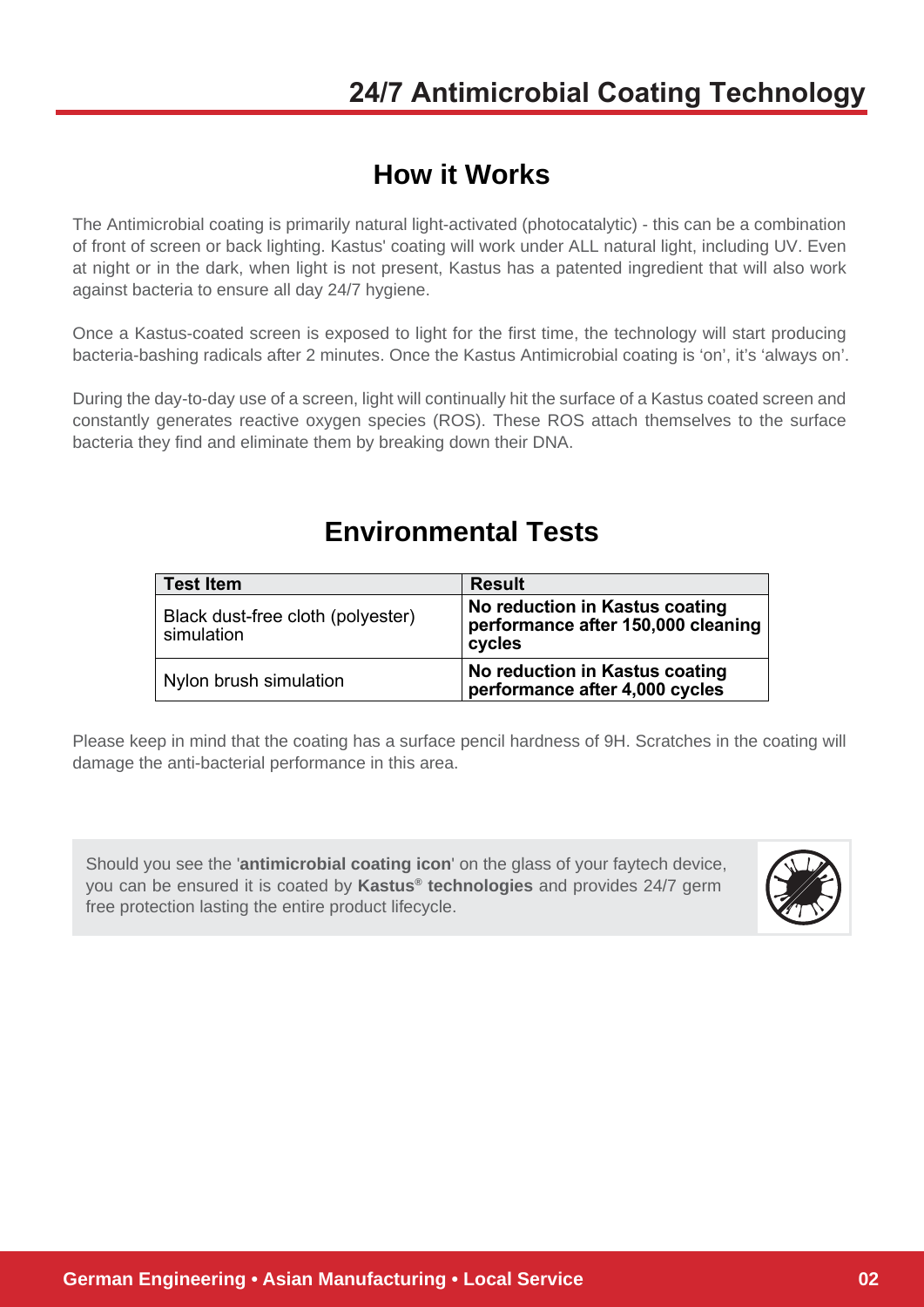# 24/7 Antimicrobial Coating Technology

## How it Works

The Antimicrobial coating is primarily natural light-activated (photocatalytic) - this can be a combination of front of screen or back lighting. Kastus' coating will work under ALL natural light, including UV. Even at night or in the dark, when light is not present, Kastus has a patented ingredient that will also work against bacteria to ensure all day 24/7 hygiene.

Once a Kastus-coated screen is exposed to light for the first time, the technology will start producing bacteria-bashing radicals after 2 minutes. Once the Kastus Antimicrobial coating is 'on', it's 'always on'.

During the day-to-day use of a screen, light will continually hit the surface of a Kastus coated screen and constantly generates reactive oxygen species (ROS). These ROS attach themselves to the surface bacteria they find and eliminate them by breaking down their DNA.

## Environmental Tests

| Test Item | Result |
| --- | --- |
| Black dust-free cloth (polyester) simulation | **No reduction in Kastus coating performance after 150,000 cleaning cycles** |
| Nylon brush simulation | **No reduction in Kastus coating performance after 4,000 cycles** |

Please keep in mind that the coating has a surface pencil hardness of 9H. Scratches in the coating will damage the anti-bacterial performance in this area.

Should you see the '**antimicrobial coating icon**' on the glass of your faytech device, you can be ensured it is coated by **Kastus® technologies** and provides 24/7 germ free protection lasting the entire product lifecycle.